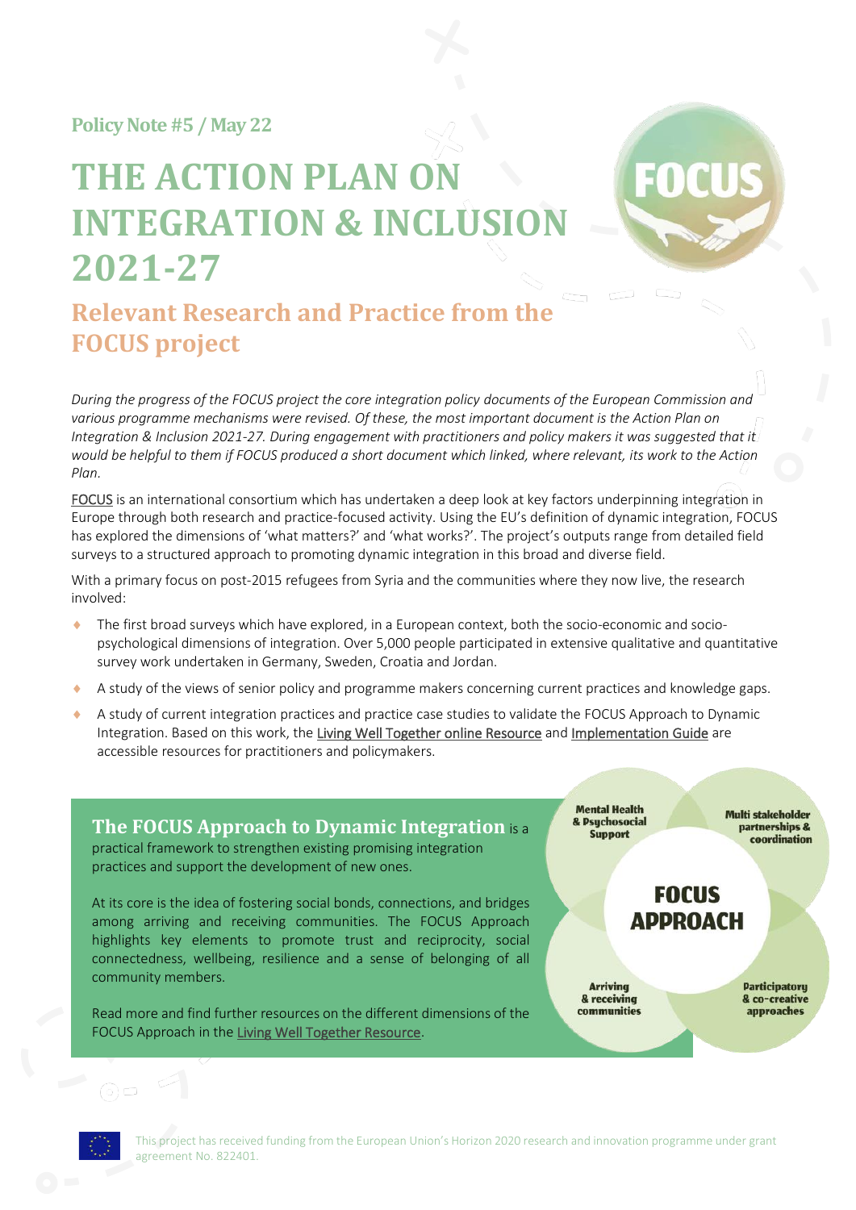Policy Note #5 / May 22

# THE ACTION PLAN ON INTEGRATION & INCLUSION 2021-27

## Relevant Research and Practice from the FOCUS project

*During the progress of the FOCUS project the core integration policy documents of the European Commission and various programme mechanisms were revised. Of these, the most important document is the Action Plan on Integration & Inclusion 2021-27. During engagement with practitioners and policy makers it was suggested that it would be helpful to them if FOCUS produced a short document which linked, where relevant, its work to the Action Plan.*

FOCUS is an international consortium which has undertaken a deep look at key factors underpinning integration in Europe through both research and practice-focused activity. Using the EU's definition of dynamic integration, FOCUS has explored the dimensions of 'what matters?' and 'what works?'. The project's outputs range from detailed field surveys to a structured approach to promoting dynamic integration in this broad and diverse field.

With a primary focus on post-2015 refugees from Syria and the communities where they now live, the research involved:

- The first broad surveys which have explored, in a European context, both the socio-economic and socio-psychological dimensions of integration. Over 5,000 people participated in extensive qualitative and quantitative survey work undertaken in Germany, Sweden, Croatia and Jordan.
- A study of the views of senior policy and programme makers concerning current practices and knowledge gaps.
- A study of current integration practices and practice case studies to validate the FOCUS Approach to Dynamic Integration. Based on this work, the Living Well Together online Resource and Implementation Guide are accessible resources for practitioners and policymakers.

### The FOCUS Approach to Dynamic Integration

**The FOCUS Approach to Dynamic Integration** is a practical framework to strengthen existing promising integration practices and support the development of new ones.

At its core is the idea of fostering social bonds, connections, and bridges among arriving and receiving communities. The FOCUS Approach highlights key elements to promote trust and reciprocity, social connectedness, wellbeing, resilience and a sense of belonging of all community members.

Read more and find further resources on the different dimensions of the FOCUS Approach in the Living Well Together Resource.

FOCUS APPROACH:
- Mental Health & Psychosocial Support
- Multi stakeholder partnerships & coordination
- Arriving & receiving communities
- Participatory & co-creative approaches

This project has received funding from the European Union's Horizon 2020 research and innovation programme under grant agreement No. 822401.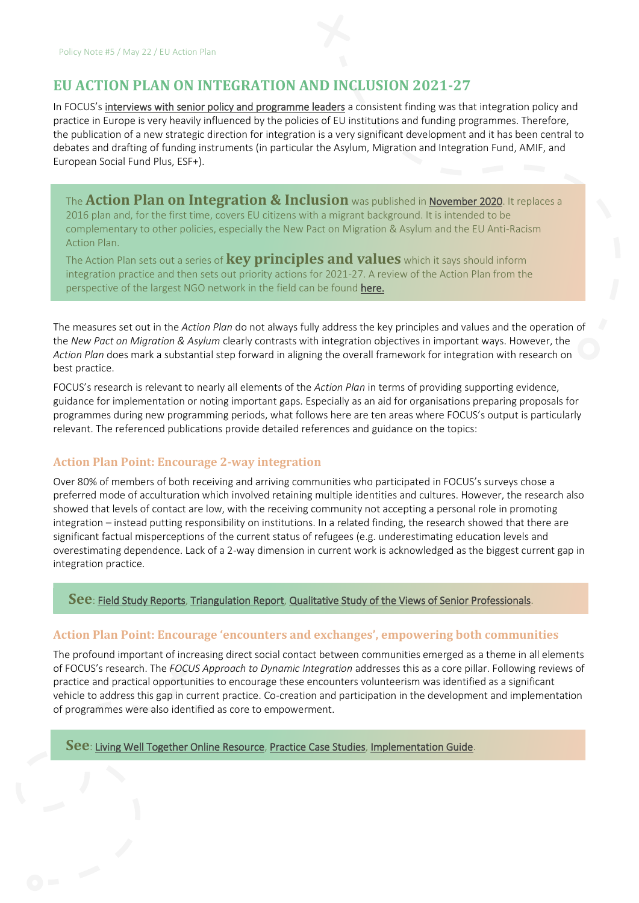## EU ACTION PLAN ON INTEGRATION AND INCLUSION 2021-27

In FOCUS's interviews with senior policy and programme leaders a consistent finding was that integration policy and practice in Europe is very heavily influenced by the policies of EU institutions and funding programmes. Therefore, the publication of a new strategic direction for integration is a very significant development and it has been central to debates and drafting of funding instruments (in particular the Asylum, Migration and Integration Fund, AMIF, and European Social Fund Plus, ESF+).

The **Action Plan on Integration & Inclusion** was published in November 2020. It replaces a 2016 plan and, for the first time, covers EU citizens with a migrant background. It is intended to be complementary to other policies, especially the New Pact on Migration & Asylum and the EU Anti-Racism Action Plan.

The Action Plan sets out a series of **key principles and values** which it says should inform integration practice and then sets out priority actions for 2021-27. A review of the Action Plan from the perspective of the largest NGO network in the field can be found here.

The measures set out in the *Action Plan* do not always fully address the key principles and values and the operation of the *New Pact on Migration & Asylum* clearly contrasts with integration objectives in important ways. However, the *Action Plan* does mark a substantial step forward in aligning the overall framework for integration with research on best practice.

FOCUS's research is relevant to nearly all elements of the *Action Plan* in terms of providing supporting evidence, guidance for implementation or noting important gaps. Especially as an aid for organisations preparing proposals for programmes during new programming periods, what follows here are ten areas where FOCUS's output is particularly relevant. The referenced publications provide detailed references and guidance on the topics:

### Action Plan Point: Encourage 2-way integration

Over 80% of members of both receiving and arriving communities who participated in FOCUS's surveys chose a preferred mode of acculturation which involved retaining multiple identities and cultures. However, the research also showed that levels of contact are low, with the receiving community not accepting a personal role in promoting integration – instead putting responsibility on institutions. In a related finding, the research showed that there are significant factual misperceptions of the current status of refugees (e.g. underestimating education levels and overestimating dependence. Lack of a 2-way dimension in current work is acknowledged as the biggest current gap in integration practice.

**See**: Field Study Reports, Triangulation Report, Qualitative Study of the Views of Senior Professionals.

### Action Plan Point: Encourage 'encounters and exchanges', empowering both communities

The profound important of increasing direct social contact between communities emerged as a theme in all elements of FOCUS's research. The *FOCUS Approach to Dynamic Integration* addresses this as a core pillar. Following reviews of practice and practical opportunities to encourage these encounters volunteerism was identified as a significant vehicle to address this gap in current practice. Co-creation and participation in the development and implementation of programmes were also identified as core to empowerment.

**See**: Living Well Together Online Resource, Practice Case Studies, Implementation Guide.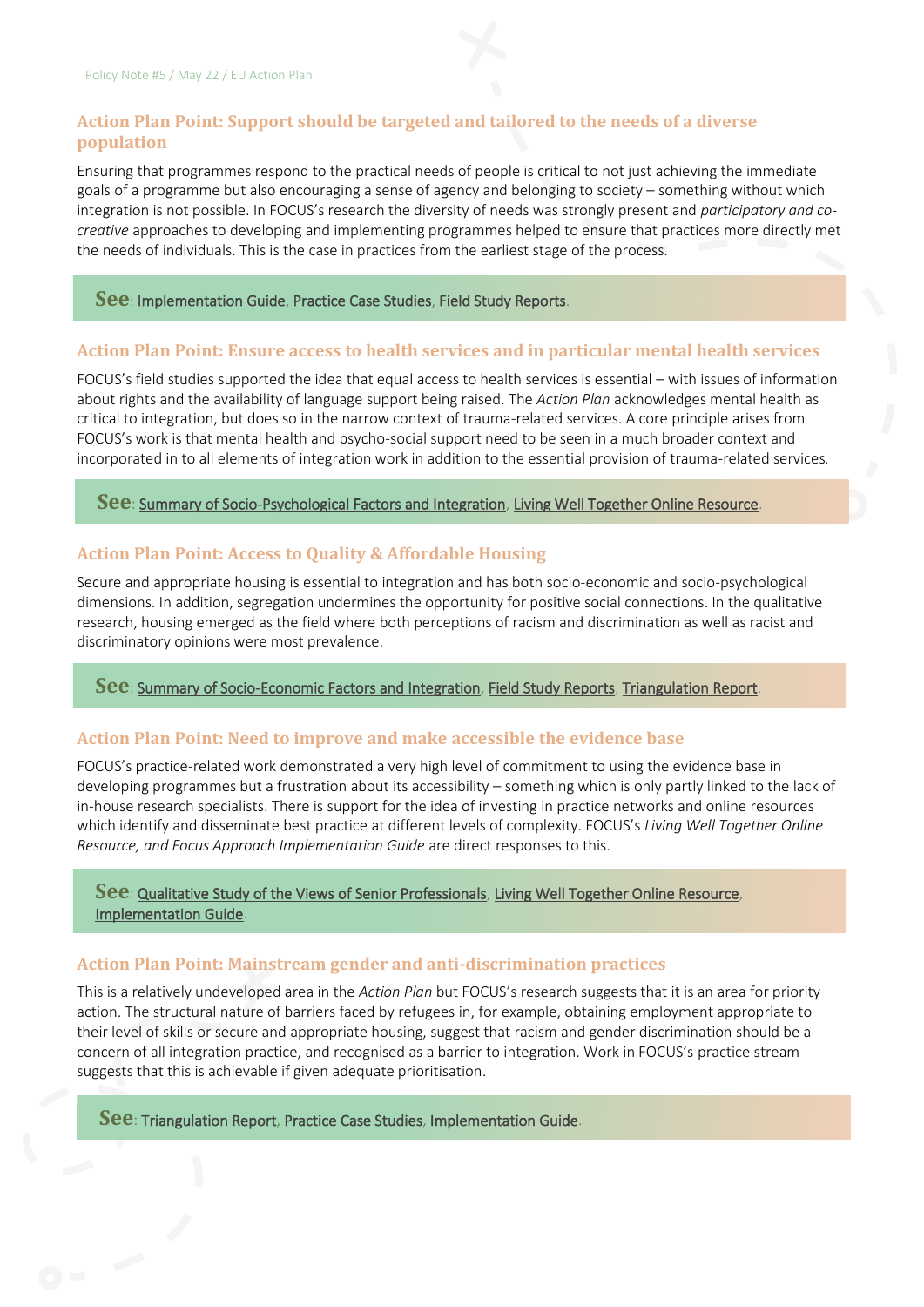### Action Plan Point: Support should be targeted and tailored to the needs of a diverse population

Ensuring that programmes respond to the practical needs of people is critical to not just achieving the immediate goals of a programme but also encouraging a sense of agency and belonging to society – something without which integration is not possible. In FOCUS's research the diversity of needs was strongly present and *participatory and co-creative* approaches to developing and implementing programmes helped to ensure that practices more directly met the needs of individuals. This is the case in practices from the earliest stage of the process.

**See**: Implementation Guide, Practice Case Studies, Field Study Reports.

### Action Plan Point: Ensure access to health services and in particular mental health services

FOCUS's field studies supported the idea that equal access to health services is essential – with issues of information about rights and the availability of language support being raised. The *Action Plan* acknowledges mental health as critical to integration, but does so in the narrow context of trauma-related services. A core principle arises from FOCUS's work is that mental health and psycho-social support need to be seen in a much broader context and incorporated in to all elements of integration work in addition to the essential provision of trauma-related services.

**See**: Summary of Socio-Psychological Factors and Integration, Living Well Together Online Resource.

### Action Plan Point: Access to Quality & Affordable Housing

Secure and appropriate housing is essential to integration and has both socio-economic and socio-psychological dimensions. In addition, segregation undermines the opportunity for positive social connections. In the qualitative research, housing emerged as the field where both perceptions of racism and discrimination as well as racist and discriminatory opinions were most prevalence.

**See**: Summary of Socio-Economic Factors and Integration, Field Study Reports, Triangulation Report.

### Action Plan Point: Need to improve and make accessible the evidence base

FOCUS's practice-related work demonstrated a very high level of commitment to using the evidence base in developing programmes but a frustration about its accessibility – something which is only partly linked to the lack of in-house research specialists. There is support for the idea of investing in practice networks and online resources which identify and disseminate best practice at different levels of complexity. FOCUS's *Living Well Together Online Resource, and Focus Approach Implementation Guide* are direct responses to this.

**See**: Qualitative Study of the Views of Senior Professionals, Living Well Together Online Resource, Implementation Guide.

### Action Plan Point: Mainstream gender and anti-discrimination practices

This is a relatively undeveloped area in the *Action Plan* but FOCUS's research suggests that it is an area for priority action. The structural nature of barriers faced by refugees in, for example, obtaining employment appropriate to their level of skills or secure and appropriate housing, suggest that racism and gender discrimination should be a concern of all integration practice, and recognised as a barrier to integration. Work in FOCUS's practice stream suggests that this is achievable if given adequate prioritisation.

**See**: Triangulation Report, Practice Case Studies, Implementation Guide.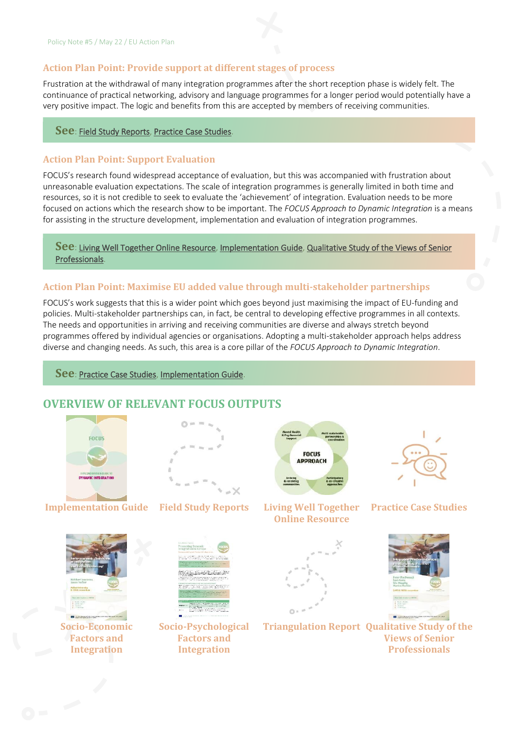### Action Plan Point: Provide support at different stages of process

Frustration at the withdrawal of many integration programmes after the short reception phase is widely felt. The continuance of practical networking, advisory and language programmes for a longer period would potentially have a very positive impact. The logic and benefits from this are accepted by members of receiving communities.

**See**: Field Study Reports, Practice Case Studies.

### Action Plan Point: Support Evaluation

FOCUS's research found widespread acceptance of evaluation, but this was accompanied with frustration about unreasonable evaluation expectations. The scale of integration programmes is generally limited in both time and resources, so it is not credible to seek to evaluate the 'achievement' of integration. Evaluation needs to be more focused on actions which the research show to be important. The *FOCUS Approach to Dynamic Integration* is a means for assisting in the structure development, implementation and evaluation of integration programmes.

**See**: Living Well Together Online Resource, Implementation Guide, Qualitative Study of the Views of Senior Professionals.

### Action Plan Point: Maximise EU added value through multi-stakeholder partnerships

FOCUS's work suggests that this is a wider point which goes beyond just maximising the impact of EU-funding and policies. Multi-stakeholder partnerships can, in fact, be central to developing effective programmes in all contexts. The needs and opportunities in arriving and receiving communities are diverse and always stretch beyond programmes offered by individual agencies or organisations. Adopting a multi-stakeholder approach helps address diverse and changing needs. As such, this area is a core pillar of the *FOCUS Approach to Dynamic Integration*.

**See**: Practice Case Studies, Implementation Guide.

## OVERVIEW OF RELEVANT FOCUS OUTPUTS

Implementation Guide

Field Study Reports

Living Well Together Online Resource

Practice Case Studies

Socio-Economic Factors and Integration

Socio-Psychological Factors and Integration

Triangulation Report

Qualitative Study of the Views of Senior Professionals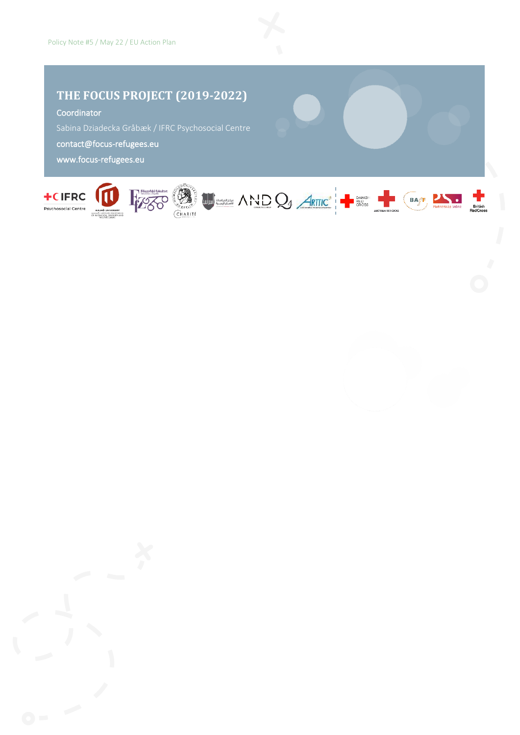# THE FOCUS PROJECT (2019-2022)

Coordinator

Sabina Dziadecka Gråbæk / IFRC Psychosocial Centre

contact@focus-refugees.eu

www.focus-refugees.eu